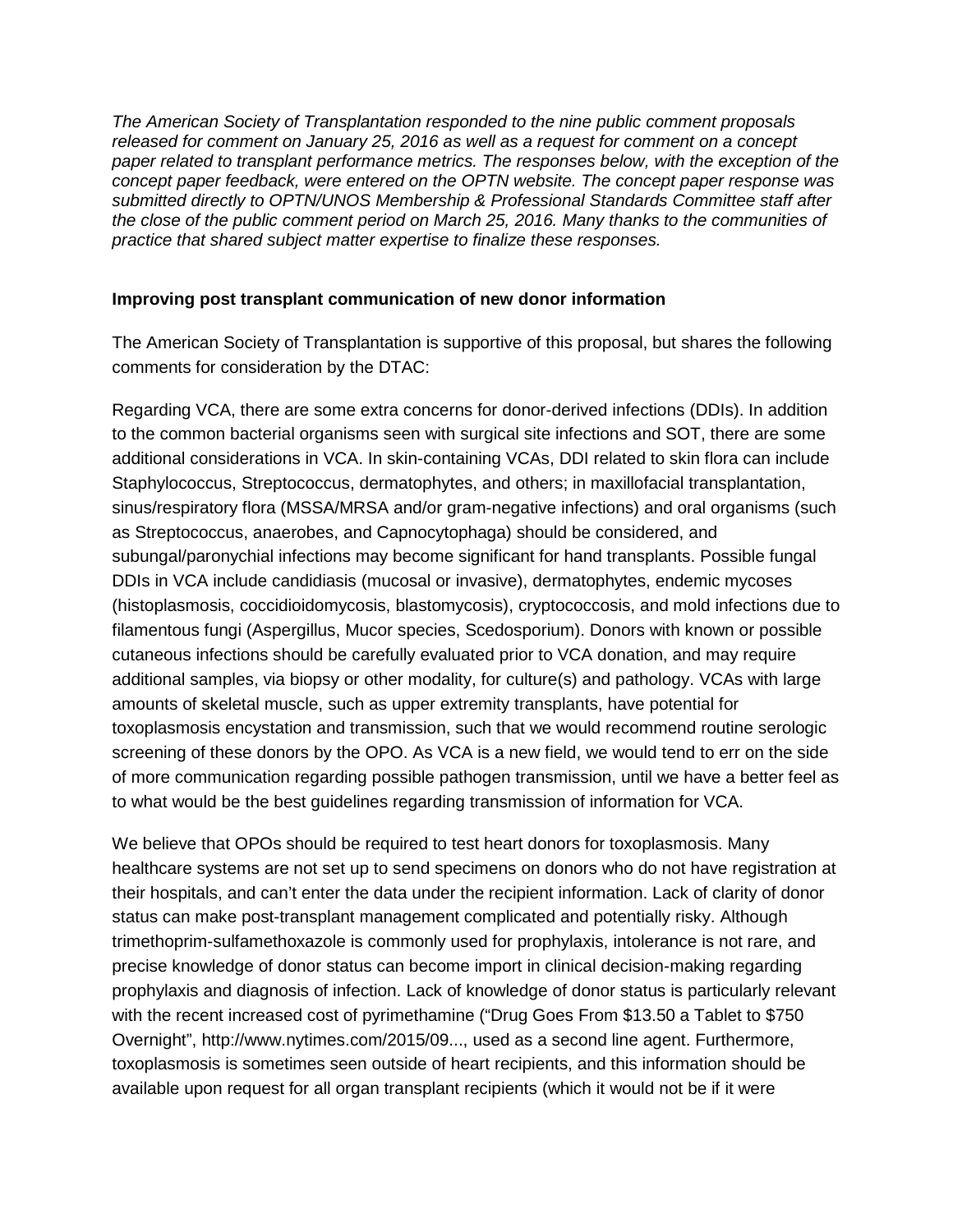*The American Society of Transplantation responded to the nine public comment proposals released for comment on January 25, 2016 as well as a request for comment on a concept paper related to transplant performance metrics. The responses below, with the exception of the concept paper feedback, were entered on the OPTN website. The concept paper response was submitted directly to OPTN/UNOS Membership & Professional Standards Committee staff after the close of the public comment period on March 25, 2016. Many thanks to the communities of practice that shared subject matter expertise to finalize these responses.*

**Improving post transplant communication of new donor information**

The American Society of Transplantation is supportive of this proposal, but shares the following comments for consideration by the DTAC:

Regarding VCA, there are some extra concerns for donor-derived infections (DDIs). In addition to the common bacterial organisms seen with surgical site infections and SOT, there are some additional considerations in VCA. In skin-containing VCAs, DDI related to skin flora can include Staphylococcus, Streptococcus, dermatophytes, and others; in maxillofacial transplantation, sinus/respiratory flora (MSSA/MRSA and/or gram-negative infections) and oral organisms (such as Streptococcus, anaerobes, and Capnocytophaga) should be considered, and subungal/paronychial infections may become significant for hand transplants. Possible fungal DDIs in VCA include candidiasis (mucosal or invasive), dermatophytes, endemic mycoses (histoplasmosis, coccidioidomycosis, blastomycosis), cryptococcosis, and mold infections due to filamentous fungi (Aspergillus, Mucor species, Scedosporium). Donors with known or possible cutaneous infections should be carefully evaluated prior to VCA donation, and may require additional samples, via biopsy or other modality, for culture(s) and pathology. VCAs with large amounts of skeletal muscle, such as upper extremity transplants, have potential for toxoplasmosis encystation and transmission, such that we would recommend routine serologic screening of these donors by the OPO. As VCA is a new field, we would tend to err on the side of more communication regarding possible pathogen transmission, until we have a better feel as to what would be the best guidelines regarding transmission of information for VCA.

We believe that OPOs should be required to test heart donors for toxoplasmosis. Many healthcare systems are not set up to send specimens on donors who do not have registration at their hospitals, and can't enter the data under the recipient information. Lack of clarity of donor status can make post-transplant management complicated and potentially risky. Although trimethoprim-sulfamethoxazole is commonly used for prophylaxis, intolerance is not rare, and precise knowledge of donor status can become import in clinical decision-making regarding prophylaxis and diagnosis of infection. Lack of knowledge of donor status is particularly relevant with the recent increased cost of pyrimethamine ("Drug Goes From $13.50 a Tablet to $750 Overnight", http://www.nytimes.com/2015/09..., used as a second line agent. Furthermore, toxoplasmosis is sometimes seen outside of heart recipients, and this information should be available upon request for all organ transplant recipients (which it would not be if it were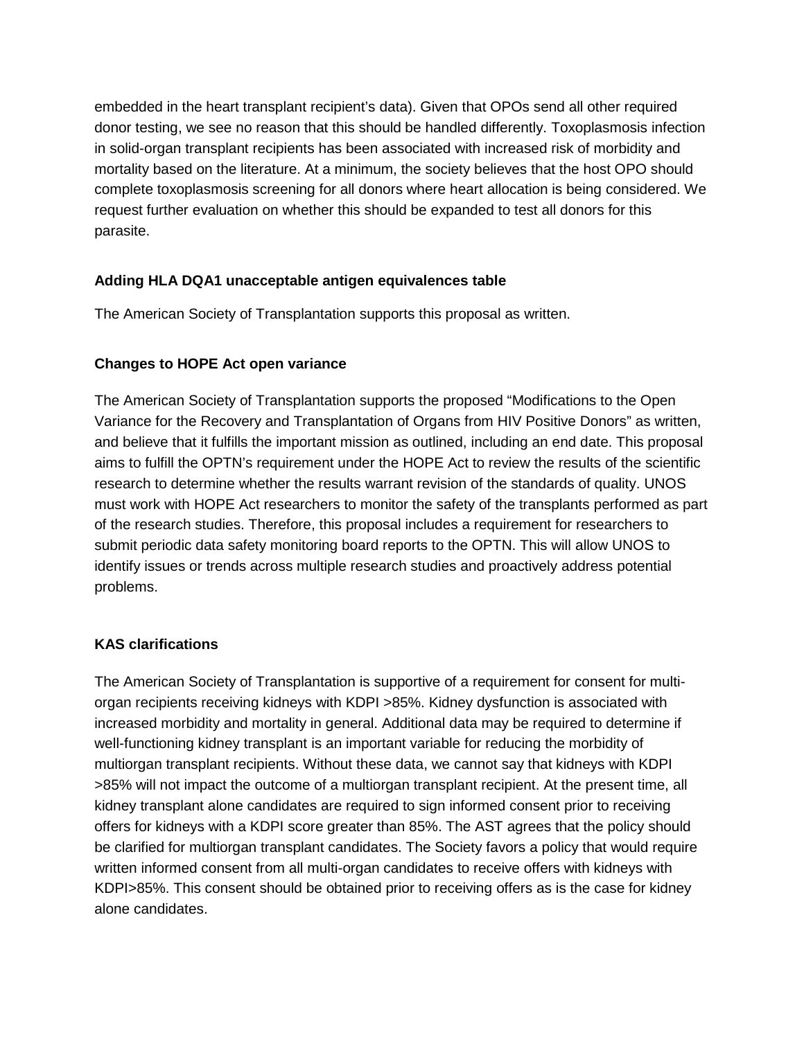embedded in the heart transplant recipient's data). Given that OPOs send all other required donor testing, we see no reason that this should be handled differently. Toxoplasmosis infection in solid-organ transplant recipients has been associated with increased risk of morbidity and mortality based on the literature. At a minimum, the society believes that the host OPO should complete toxoplasmosis screening for all donors where heart allocation is being considered. We request further evaluation on whether this should be expanded to test all donors for this parasite.

**Adding HLA DQA1 unacceptable antigen equivalences table**

The American Society of Transplantation supports this proposal as written.

**Changes to HOPE Act open variance**

The American Society of Transplantation supports the proposed "Modifications to the Open Variance for the Recovery and Transplantation of Organs from HIV Positive Donors" as written, and believe that it fulfills the important mission as outlined, including an end date. This proposal aims to fulfill the OPTN's requirement under the HOPE Act to review the results of the scientific research to determine whether the results warrant revision of the standards of quality. UNOS must work with HOPE Act researchers to monitor the safety of the transplants performed as part of the research studies. Therefore, this proposal includes a requirement for researchers to submit periodic data safety monitoring board reports to the OPTN. This will allow UNOS to identify issues or trends across multiple research studies and proactively address potential problems.

**KAS clarifications**

The American Society of Transplantation is supportive of a requirement for consent for multi-organ recipients receiving kidneys with KDPI >85%. Kidney dysfunction is associated with increased morbidity and mortality in general. Additional data may be required to determine if well-functioning kidney transplant is an important variable for reducing the morbidity of multiorgan transplant recipients. Without these data, we cannot say that kidneys with KDPI >85% will not impact the outcome of a multiorgan transplant recipient. At the present time, all kidney transplant alone candidates are required to sign informed consent prior to receiving offers for kidneys with a KDPI score greater than 85%. The AST agrees that the policy should be clarified for multiorgan transplant candidates. The Society favors a policy that would require written informed consent from all multi-organ candidates to receive offers with kidneys with KDPI>85%. This consent should be obtained prior to receiving offers as is the case for kidney alone candidates.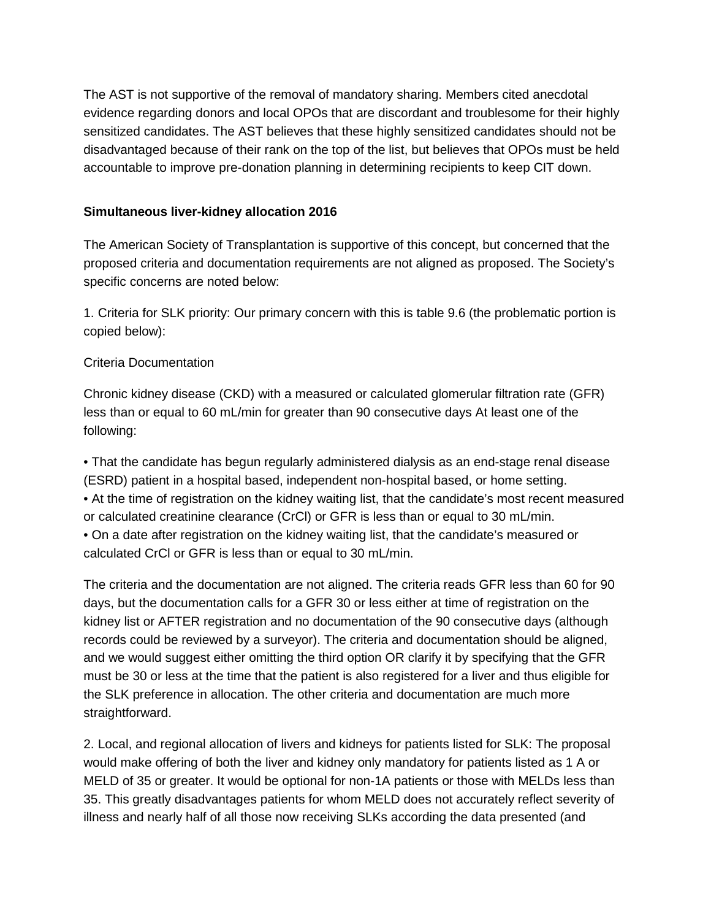The AST is not supportive of the removal of mandatory sharing. Members cited anecdotal evidence regarding donors and local OPOs that are discordant and troublesome for their highly sensitized candidates. The AST believes that these highly sensitized candidates should not be disadvantaged because of their rank on the top of the list, but believes that OPOs must be held accountable to improve pre-donation planning in determining recipients to keep CIT down.

**Simultaneous liver-kidney allocation 2016**

The American Society of Transplantation is supportive of this concept, but concerned that the proposed criteria and documentation requirements are not aligned as proposed. The Society's specific concerns are noted below:

1. Criteria for SLK priority: Our primary concern with this is table 9.6 (the problematic portion is copied below):

Criteria Documentation

Chronic kidney disease (CKD) with a measured or calculated glomerular filtration rate (GFR) less than or equal to 60 mL/min for greater than 90 consecutive days At least one of the following:

- That the candidate has begun regularly administered dialysis as an end-stage renal disease (ESRD) patient in a hospital based, independent non-hospital based, or home setting.
- At the time of registration on the kidney waiting list, that the candidate's most recent measured or calculated creatinine clearance (CrCl) or GFR is less than or equal to 30 mL/min.
- On a date after registration on the kidney waiting list, that the candidate's measured or calculated CrCl or GFR is less than or equal to 30 mL/min.

The criteria and the documentation are not aligned. The criteria reads GFR less than 60 for 90 days, but the documentation calls for a GFR 30 or less either at time of registration on the kidney list or AFTER registration and no documentation of the 90 consecutive days (although records could be reviewed by a surveyor). The criteria and documentation should be aligned, and we would suggest either omitting the third option OR clarify it by specifying that the GFR must be 30 or less at the time that the patient is also registered for a liver and thus eligible for the SLK preference in allocation. The other criteria and documentation are much more straightforward.

2. Local, and regional allocation of livers and kidneys for patients listed for SLK: The proposal would make offering of both the liver and kidney only mandatory for patients listed as 1 A or MELD of 35 or greater. It would be optional for non-1A patients or those with MELDs less than 35. This greatly disadvantages patients for whom MELD does not accurately reflect severity of illness and nearly half of all those now receiving SLKs according the data presented (and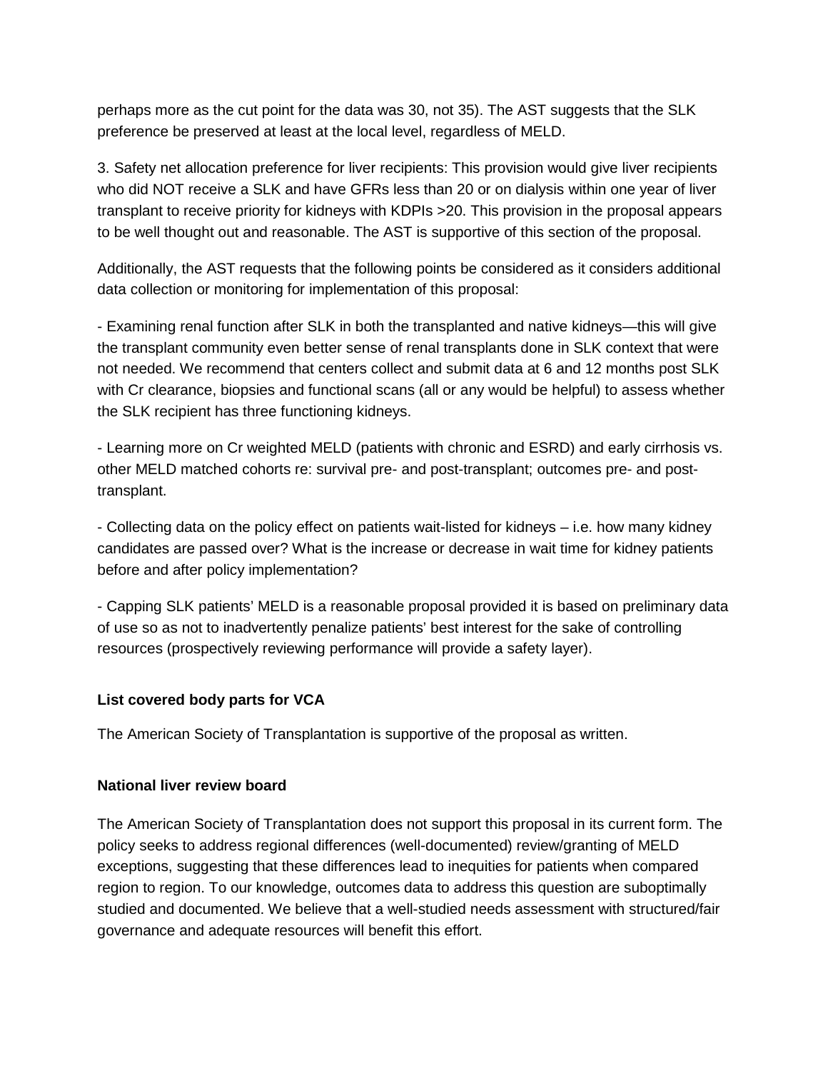perhaps more as the cut point for the data was 30, not 35). The AST suggests that the SLK preference be preserved at least at the local level, regardless of MELD.

3. Safety net allocation preference for liver recipients: This provision would give liver recipients who did NOT receive a SLK and have GFRs less than 20 or on dialysis within one year of liver transplant to receive priority for kidneys with KDPIs >20. This provision in the proposal appears to be well thought out and reasonable. The AST is supportive of this section of the proposal.

Additionally, the AST requests that the following points be considered as it considers additional data collection or monitoring for implementation of this proposal:

- Examining renal function after SLK in both the transplanted and native kidneys—this will give the transplant community even better sense of renal transplants done in SLK context that were not needed. We recommend that centers collect and submit data at 6 and 12 months post SLK with Cr clearance, biopsies and functional scans (all or any would be helpful) to assess whether the SLK recipient has three functioning kidneys.

- Learning more on Cr weighted MELD (patients with chronic and ESRD) and early cirrhosis vs. other MELD matched cohorts re: survival pre- and post-transplant; outcomes pre- and post-transplant.

- Collecting data on the policy effect on patients wait-listed for kidneys – i.e. how many kidney candidates are passed over? What is the increase or decrease in wait time for kidney patients before and after policy implementation?

- Capping SLK patients' MELD is a reasonable proposal provided it is based on preliminary data of use so as not to inadvertently penalize patients' best interest for the sake of controlling resources (prospectively reviewing performance will provide a safety layer).

**List covered body parts for VCA**

The American Society of Transplantation is supportive of the proposal as written.

**National liver review board**

The American Society of Transplantation does not support this proposal in its current form. The policy seeks to address regional differences (well-documented) review/granting of MELD exceptions, suggesting that these differences lead to inequities for patients when compared region to region. To our knowledge, outcomes data to address this question are suboptimally studied and documented. We believe that a well-studied needs assessment with structured/fair governance and adequate resources will benefit this effort.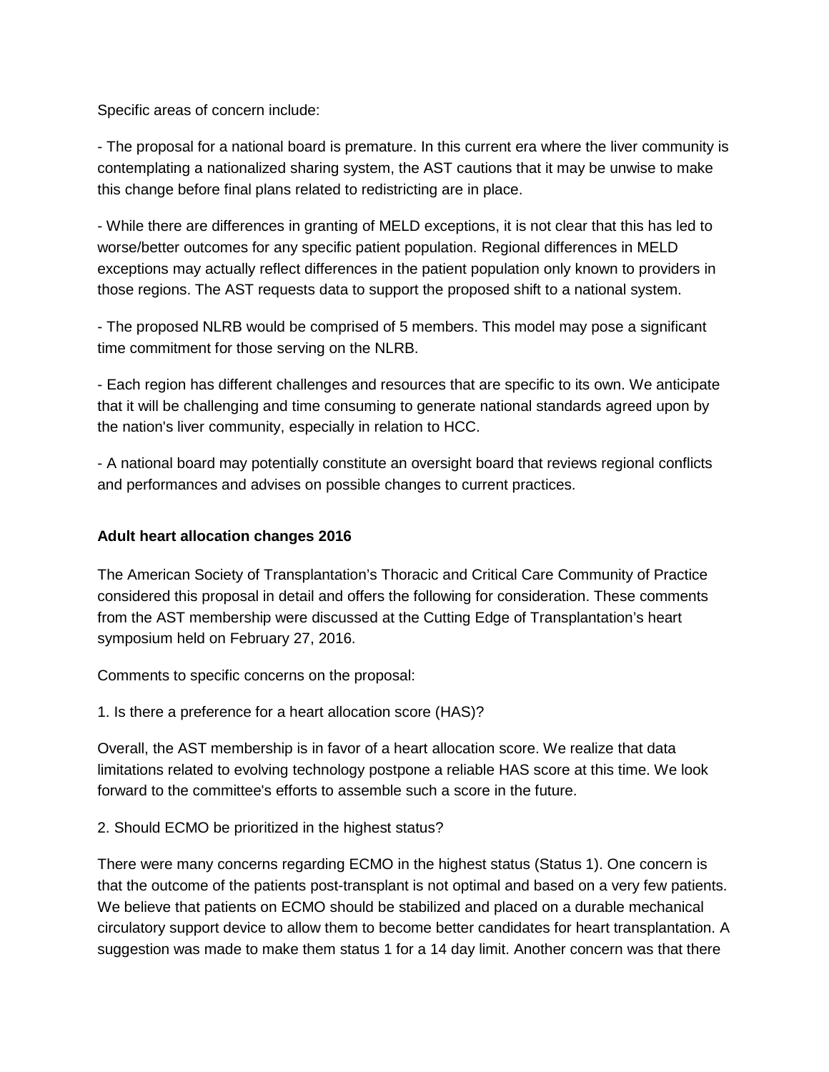Specific areas of concern include:

- The proposal for a national board is premature. In this current era where the liver community is contemplating a nationalized sharing system, the AST cautions that it may be unwise to make this change before final plans related to redistricting are in place.

- While there are differences in granting of MELD exceptions, it is not clear that this has led to worse/better outcomes for any specific patient population. Regional differences in MELD exceptions may actually reflect differences in the patient population only known to providers in those regions. The AST requests data to support the proposed shift to a national system.

- The proposed NLRB would be comprised of 5 members. This model may pose a significant time commitment for those serving on the NLRB.

- Each region has different challenges and resources that are specific to its own. We anticipate that it will be challenging and time consuming to generate national standards agreed upon by the nation's liver community, especially in relation to HCC.

- A national board may potentially constitute an oversight board that reviews regional conflicts and performances and advises on possible changes to current practices.

**Adult heart allocation changes 2016**

The American Society of Transplantation's Thoracic and Critical Care Community of Practice considered this proposal in detail and offers the following for consideration. These comments from the AST membership were discussed at the Cutting Edge of Transplantation's heart symposium held on February 27, 2016.

Comments to specific concerns on the proposal:

1. Is there a preference for a heart allocation score (HAS)?

Overall, the AST membership is in favor of a heart allocation score. We realize that data limitations related to evolving technology postpone a reliable HAS score at this time. We look forward to the committee's efforts to assemble such a score in the future.

2. Should ECMO be prioritized in the highest status?

There were many concerns regarding ECMO in the highest status (Status 1). One concern is that the outcome of the patients post-transplant is not optimal and based on a very few patients. We believe that patients on ECMO should be stabilized and placed on a durable mechanical circulatory support device to allow them to become better candidates for heart transplantation. A suggestion was made to make them status 1 for a 14 day limit. Another concern was that there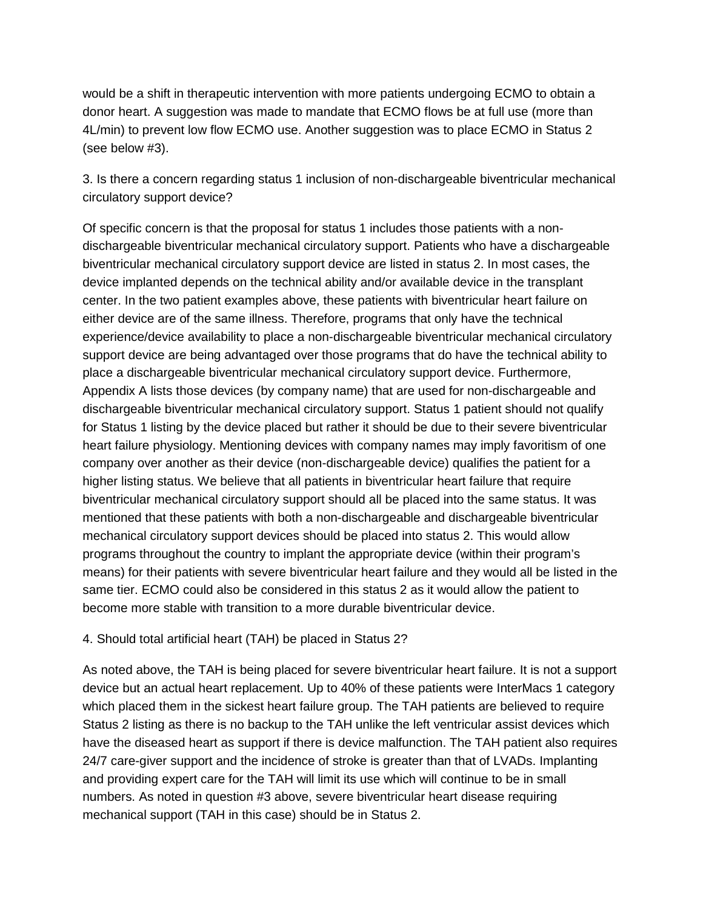would be a shift in therapeutic intervention with more patients undergoing ECMO to obtain a donor heart. A suggestion was made to mandate that ECMO flows be at full use (more than 4L/min) to prevent low flow ECMO use. Another suggestion was to place ECMO in Status 2 (see below #3).

3. Is there a concern regarding status 1 inclusion of non-dischargeable biventricular mechanical circulatory support device?

Of specific concern is that the proposal for status 1 includes those patients with a non-dischargeable biventricular mechanical circulatory support. Patients who have a dischargeable biventricular mechanical circulatory support device are listed in status 2. In most cases, the device implanted depends on the technical ability and/or available device in the transplant center. In the two patient examples above, these patients with biventricular heart failure on either device are of the same illness. Therefore, programs that only have the technical experience/device availability to place a non-dischargeable biventricular mechanical circulatory support device are being advantaged over those programs that do have the technical ability to place a dischargeable biventricular mechanical circulatory support device. Furthermore, Appendix A lists those devices (by company name) that are used for non-dischargeable and dischargeable biventricular mechanical circulatory support. Status 1 patient should not qualify for Status 1 listing by the device placed but rather it should be due to their severe biventricular heart failure physiology. Mentioning devices with company names may imply favoritism of one company over another as their device (non-dischargeable device) qualifies the patient for a higher listing status. We believe that all patients in biventricular heart failure that require biventricular mechanical circulatory support should all be placed into the same status. It was mentioned that these patients with both a non-dischargeable and dischargeable biventricular mechanical circulatory support devices should be placed into status 2. This would allow programs throughout the country to implant the appropriate device (within their program's means) for their patients with severe biventricular heart failure and they would all be listed in the same tier. ECMO could also be considered in this status 2 as it would allow the patient to become more stable with transition to a more durable biventricular device.

4. Should total artificial heart (TAH) be placed in Status 2?

As noted above, the TAH is being placed for severe biventricular heart failure. It is not a support device but an actual heart replacement. Up to 40% of these patients were InterMacs 1 category which placed them in the sickest heart failure group. The TAH patients are believed to require Status 2 listing as there is no backup to the TAH unlike the left ventricular assist devices which have the diseased heart as support if there is device malfunction. The TAH patient also requires 24/7 care-giver support and the incidence of stroke is greater than that of LVADs. Implanting and providing expert care for the TAH will limit its use which will continue to be in small numbers. As noted in question #3 above, severe biventricular heart disease requiring mechanical support (TAH in this case) should be in Status 2.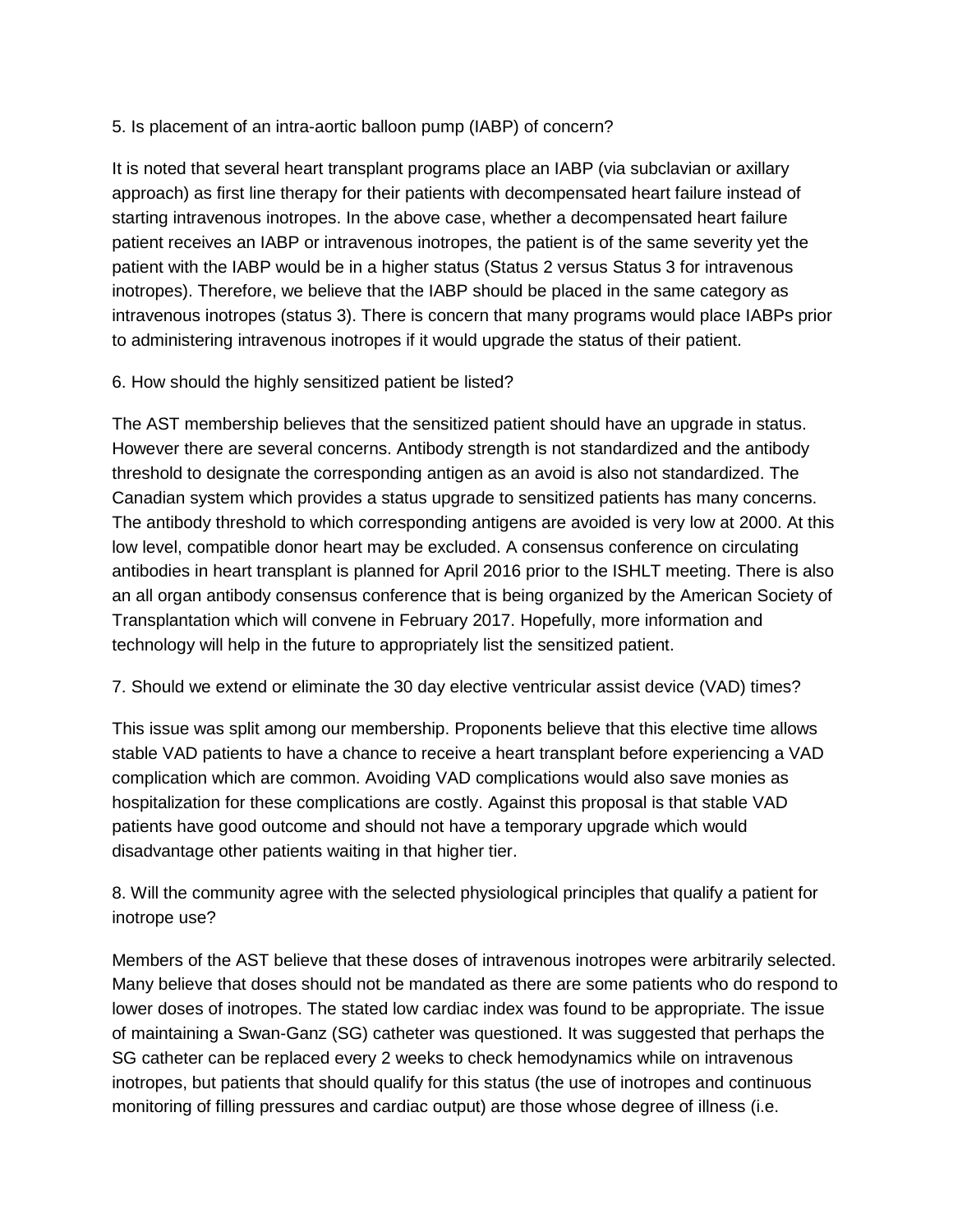5. Is placement of an intra-aortic balloon pump (IABP) of concern?

It is noted that several heart transplant programs place an IABP (via subclavian or axillary approach) as first line therapy for their patients with decompensated heart failure instead of starting intravenous inotropes. In the above case, whether a decompensated heart failure patient receives an IABP or intravenous inotropes, the patient is of the same severity yet the patient with the IABP would be in a higher status (Status 2 versus Status 3 for intravenous inotropes). Therefore, we believe that the IABP should be placed in the same category as intravenous inotropes (status 3). There is concern that many programs would place IABPs prior to administering intravenous inotropes if it would upgrade the status of their patient.

6. How should the highly sensitized patient be listed?

The AST membership believes that the sensitized patient should have an upgrade in status. However there are several concerns. Antibody strength is not standardized and the antibody threshold to designate the corresponding antigen as an avoid is also not standardized. The Canadian system which provides a status upgrade to sensitized patients has many concerns. The antibody threshold to which corresponding antigens are avoided is very low at 2000. At this low level, compatible donor heart may be excluded. A consensus conference on circulating antibodies in heart transplant is planned for April 2016 prior to the ISHLT meeting. There is also an all organ antibody consensus conference that is being organized by the American Society of Transplantation which will convene in February 2017. Hopefully, more information and technology will help in the future to appropriately list the sensitized patient.

7. Should we extend or eliminate the 30 day elective ventricular assist device (VAD) times?

This issue was split among our membership. Proponents believe that this elective time allows stable VAD patients to have a chance to receive a heart transplant before experiencing a VAD complication which are common. Avoiding VAD complications would also save monies as hospitalization for these complications are costly. Against this proposal is that stable VAD patients have good outcome and should not have a temporary upgrade which would disadvantage other patients waiting in that higher tier.

8. Will the community agree with the selected physiological principles that qualify a patient for inotrope use?

Members of the AST believe that these doses of intravenous inotropes were arbitrarily selected. Many believe that doses should not be mandated as there are some patients who do respond to lower doses of inotropes. The stated low cardiac index was found to be appropriate. The issue of maintaining a Swan-Ganz (SG) catheter was questioned. It was suggested that perhaps the SG catheter can be replaced every 2 weeks to check hemodynamics while on intravenous inotropes, but patients that should qualify for this status (the use of inotropes and continuous monitoring of filling pressures and cardiac output) are those whose degree of illness (i.e.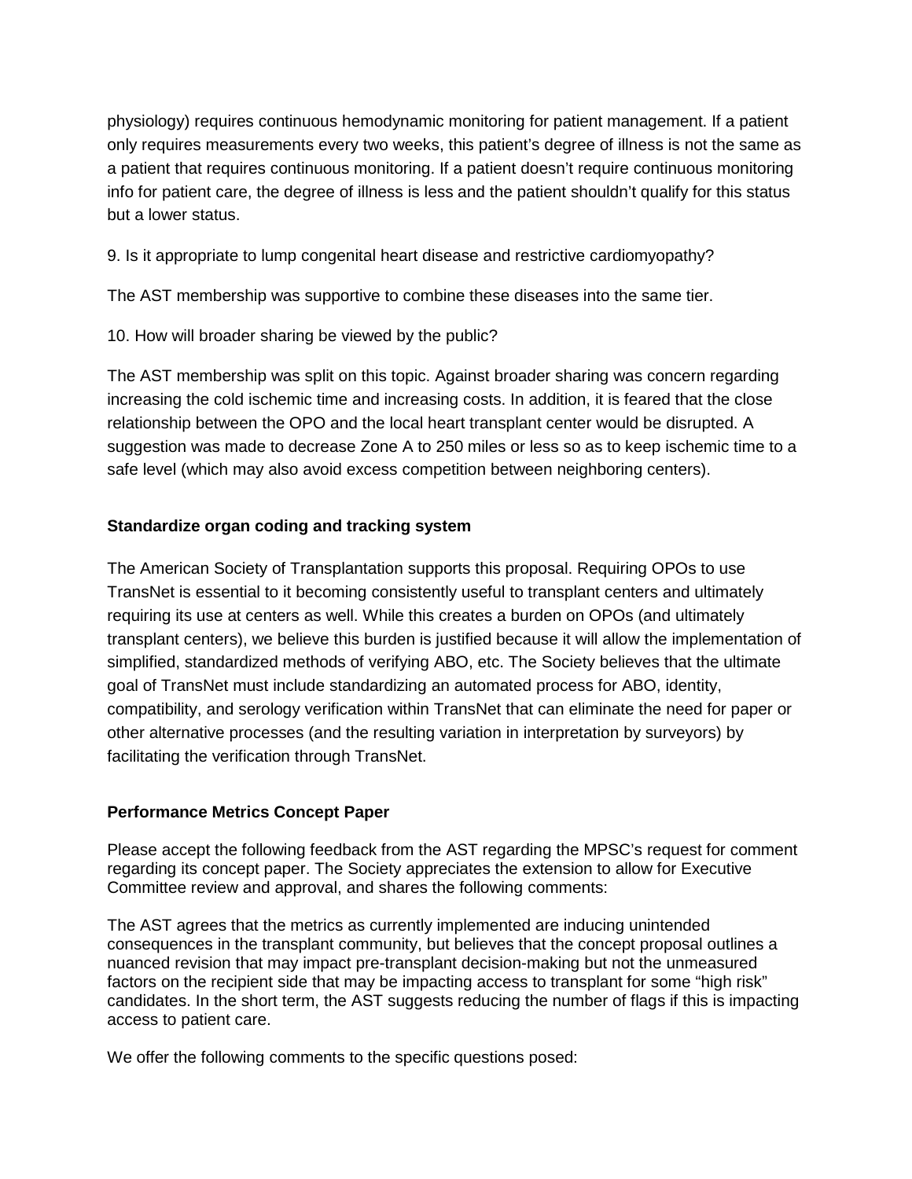physiology) requires continuous hemodynamic monitoring for patient management. If a patient only requires measurements every two weeks, this patient's degree of illness is not the same as a patient that requires continuous monitoring. If a patient doesn't require continuous monitoring info for patient care, the degree of illness is less and the patient shouldn't qualify for this status but a lower status.

9. Is it appropriate to lump congenital heart disease and restrictive cardiomyopathy?

The AST membership was supportive to combine these diseases into the same tier.

10. How will broader sharing be viewed by the public?

The AST membership was split on this topic. Against broader sharing was concern regarding increasing the cold ischemic time and increasing costs. In addition, it is feared that the close relationship between the OPO and the local heart transplant center would be disrupted. A suggestion was made to decrease Zone A to 250 miles or less so as to keep ischemic time to a safe level (which may also avoid excess competition between neighboring centers).

**Standardize organ coding and tracking system**

The American Society of Transplantation supports this proposal. Requiring OPOs to use TransNet is essential to it becoming consistently useful to transplant centers and ultimately requiring its use at centers as well. While this creates a burden on OPOs (and ultimately transplant centers), we believe this burden is justified because it will allow the implementation of simplified, standardized methods of verifying ABO, etc. The Society believes that the ultimate goal of TransNet must include standardizing an automated process for ABO, identity, compatibility, and serology verification within TransNet that can eliminate the need for paper or other alternative processes (and the resulting variation in interpretation by surveyors) by facilitating the verification through TransNet.

**Performance Metrics Concept Paper**

Please accept the following feedback from the AST regarding the MPSC's request for comment regarding its concept paper. The Society appreciates the extension to allow for Executive Committee review and approval, and shares the following comments:

The AST agrees that the metrics as currently implemented are inducing unintended consequences in the transplant community, but believes that the concept proposal outlines a nuanced revision that may impact pre-transplant decision-making but not the unmeasured factors on the recipient side that may be impacting access to transplant for some "high risk" candidates. In the short term, the AST suggests reducing the number of flags if this is impacting access to patient care.

We offer the following comments to the specific questions posed: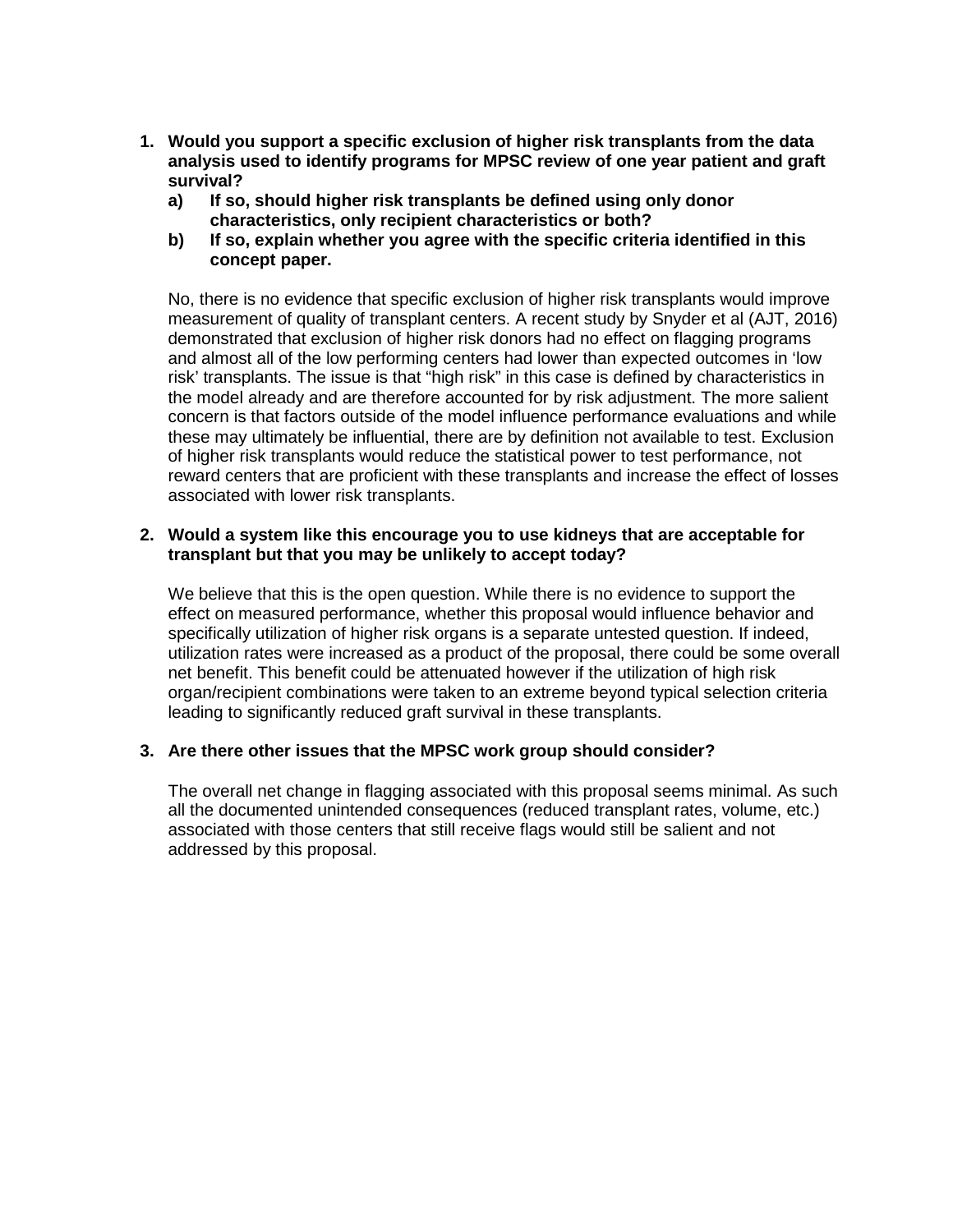1. **Would you support a specific exclusion of higher risk transplants from the data analysis used to identify programs for MPSC review of one year patient and graft survival?**
   a) **If so, should higher risk transplants be defined using only donor characteristics, only recipient characteristics or both?**
   b) **If so, explain whether you agree with the specific criteria identified in this concept paper.**

   No, there is no evidence that specific exclusion of higher risk transplants would improve measurement of quality of transplant centers. A recent study by Snyder et al (AJT, 2016) demonstrated that exclusion of higher risk donors had no effect on flagging programs and almost all of the low performing centers had lower than expected outcomes in 'low risk' transplants. The issue is that "high risk" in this case is defined by characteristics in the model already and are therefore accounted for by risk adjustment. The more salient concern is that factors outside of the model influence performance evaluations and while these may ultimately be influential, there are by definition not available to test. Exclusion of higher risk transplants would reduce the statistical power to test performance, not reward centers that are proficient with these transplants and increase the effect of losses associated with lower risk transplants.

2. **Would a system like this encourage you to use kidneys that are acceptable for transplant but that you may be unlikely to accept today?**

   We believe that this is the open question. While there is no evidence to support the effect on measured performance, whether this proposal would influence behavior and specifically utilization of higher risk organs is a separate untested question. If indeed, utilization rates were increased as a product of the proposal, there could be some overall net benefit. This benefit could be attenuated however if the utilization of high risk organ/recipient combinations were taken to an extreme beyond typical selection criteria leading to significantly reduced graft survival in these transplants.

3. **Are there other issues that the MPSC work group should consider?**

   The overall net change in flagging associated with this proposal seems minimal. As such all the documented unintended consequences (reduced transplant rates, volume, etc.) associated with those centers that still receive flags would still be salient and not addressed by this proposal.